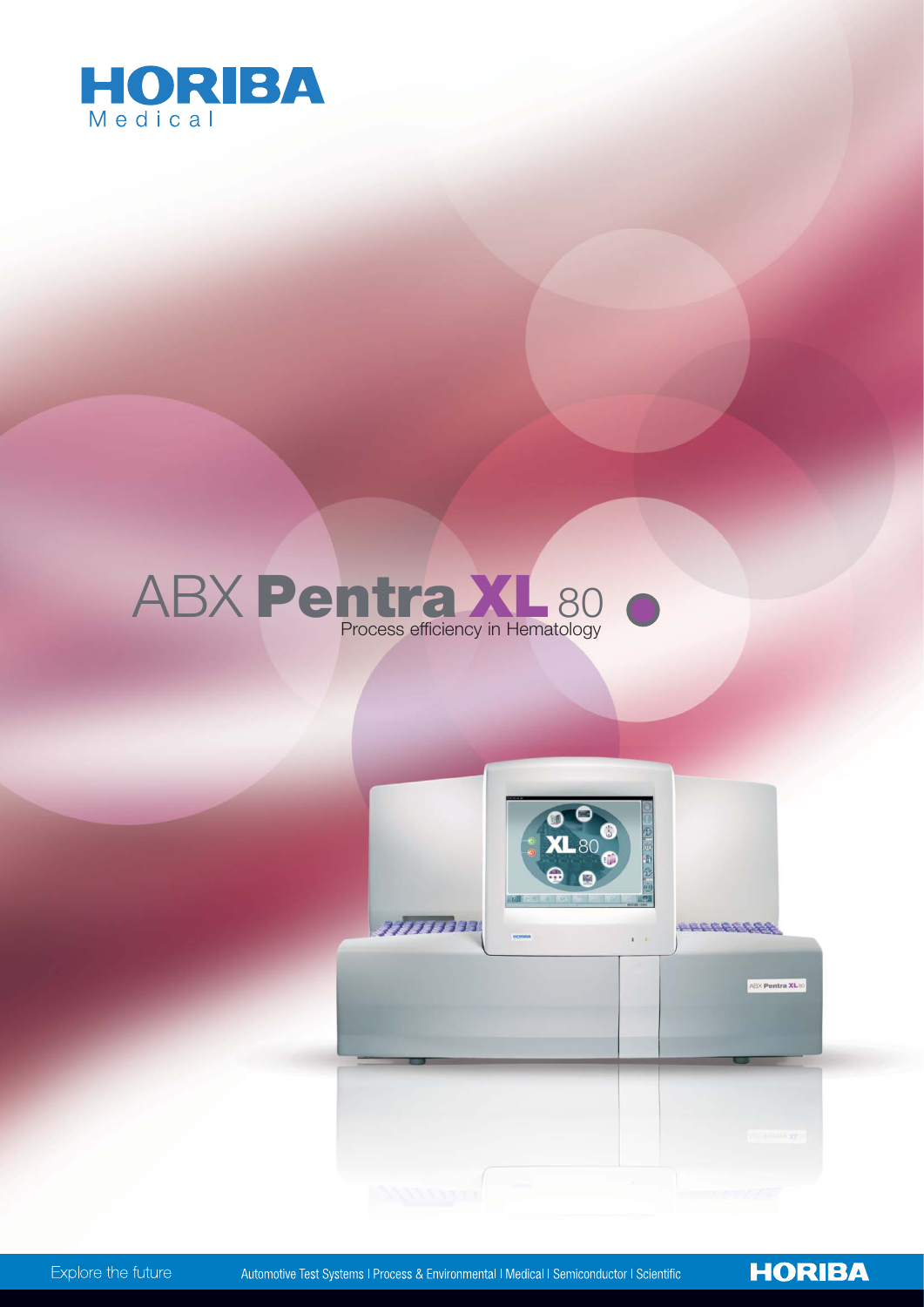# HORIBA Medical

# ABX Pentra XL 80

Process efficiency in Hematology

Explore the future

Automotive Test Systems | Process & Environmental | Medical | Semiconductor | Scientific

HORIBA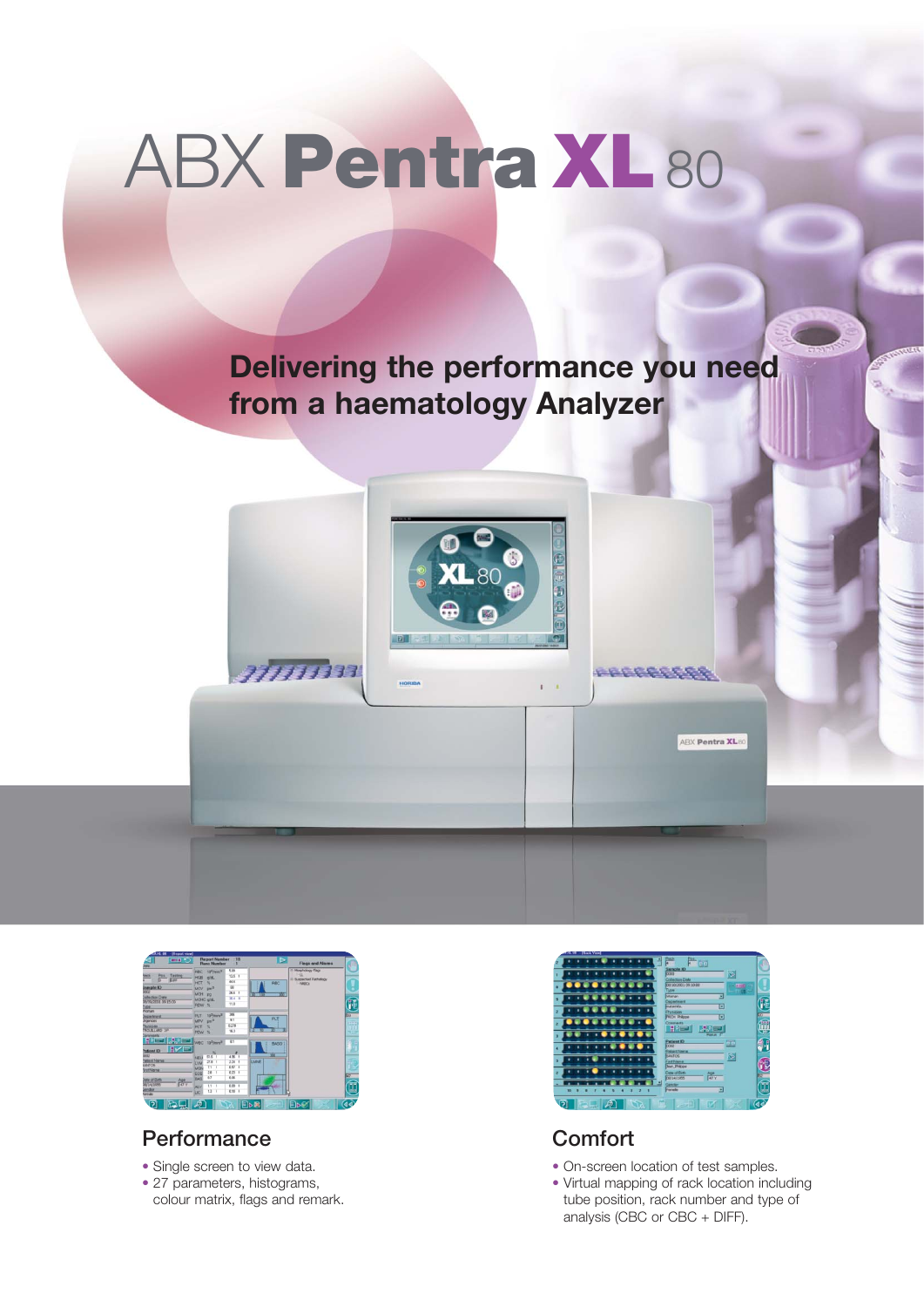# ABX **Pentra XL** 80

## Delivering the performance you need from a haematology Analyzer

## Performance

- Single screen to view data.
- 27 parameters, histograms, colour matrix, flags and remark.

## Comfort

- On-screen location of test samples.
- Virtual mapping of rack location including tube position, rack number and type of analysis (CBC or CBC + DIFF).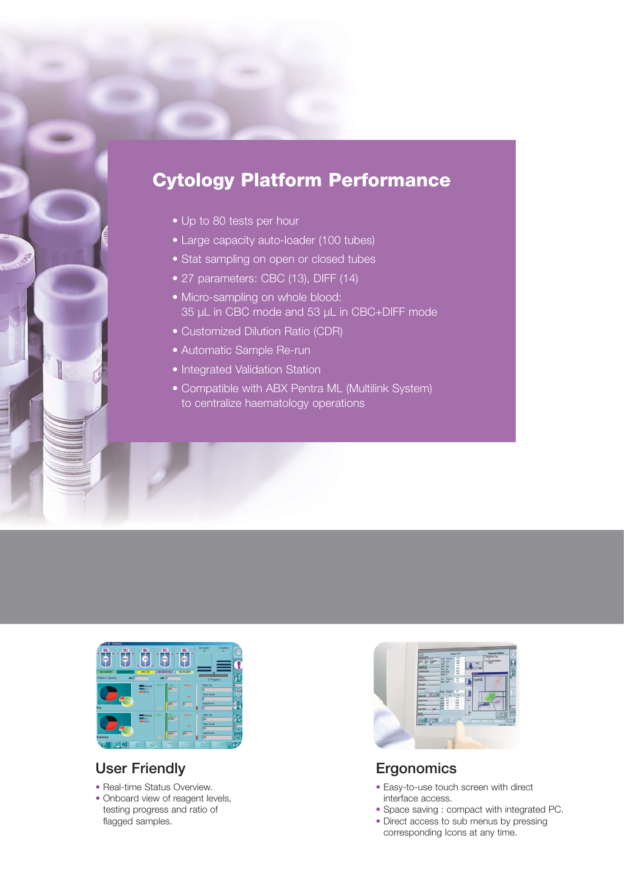## Cytology Platform Performance

- Up to 80 tests per hour
- Large capacity auto-loader (100 tubes)
- Stat sampling on open or closed tubes
- 27 parameters: CBC (13), DIFF (14)
- Micro-sampling on whole blood:
  35 µL in CBC mode and 53 µL in CBC+DIFF mode
- Customized Dilution Ratio (CDR)
- Automatic Sample Re-run
- Integrated Validation Station
- Compatible with ABX Pentra ML (Multilink System)
  to centralize haematology operations

### User Friendly

- Real-time Status Overview.
- Onboard view of reagent levels, testing progress and ratio of flagged samples.

### Ergonomics

- Easy-to-use touch screen with direct interface access.
- Space saving : compact with integrated PC.
- Direct access to sub menus by pressing corresponding Icons at any time.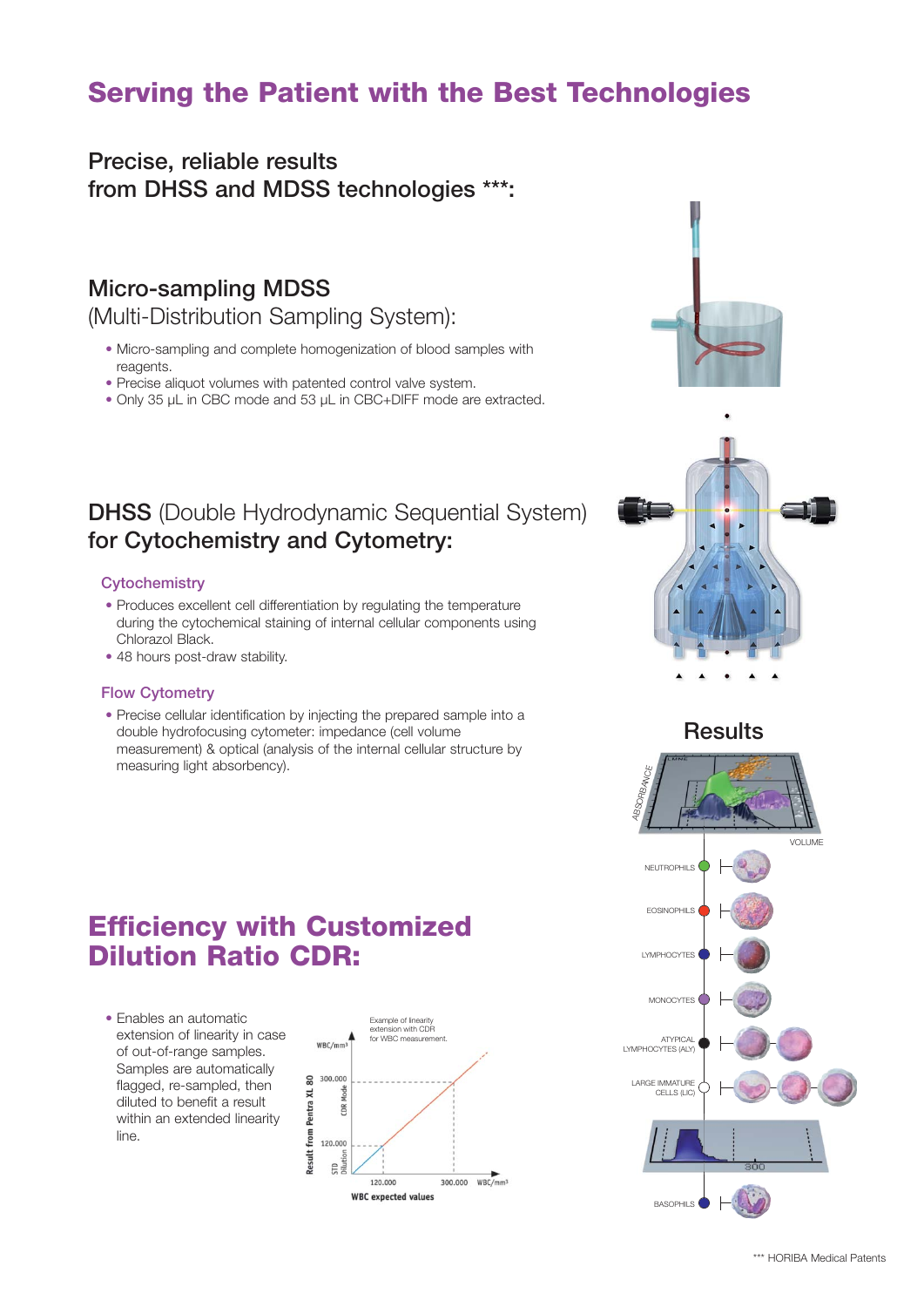# Serving the Patient with the Best Technologies

## Precise, reliable results from DHSS and MDSS technologies ***:

### Micro-sampling MDSS (Multi-Distribution Sampling System):

- Micro-sampling and complete homogenization of blood samples with reagents.
- Precise aliquot volumes with patented control valve system.
- Only 35 µL in CBC mode and 53 µL in CBC+DIFF mode are extracted.

### DHSS (Double Hydrodynamic Sequential System) for Cytochemistry and Cytometry:

#### Cytochemistry

- Produces excellent cell differentiation by regulating the temperature during the cytochemical staining of internal cellular components using Chlorazol Black.
- 48 hours post-draw stability.

#### Flow Cytometry

- Precise cellular identification by injecting the prepared sample into a double hydrofocusing cytometer: impedance (cell volume measurement) & optical (analysis of the internal cellular structure by measuring light absorbency).

### Results

ABSORBANCE / VOLUME

NEUTROPHILS

EOSINOPHILS

LYMPHOCYTES

MONOCYTES

ATYPICAL LYMPHOCYTES (ALY)

LARGE IMMATURE CELLS (LIC)

BASOPHILS

# Efficiency with Customized Dilution Ratio CDR:

- Enables an automatic extension of linearity in case of out-of-range samples. Samples are automatically flagged, re-sampled, then diluted to benefit a result within an extended linearity line.

Example of linearity extension with CDR for WBC measurement.

*** HORIBA Medical Patents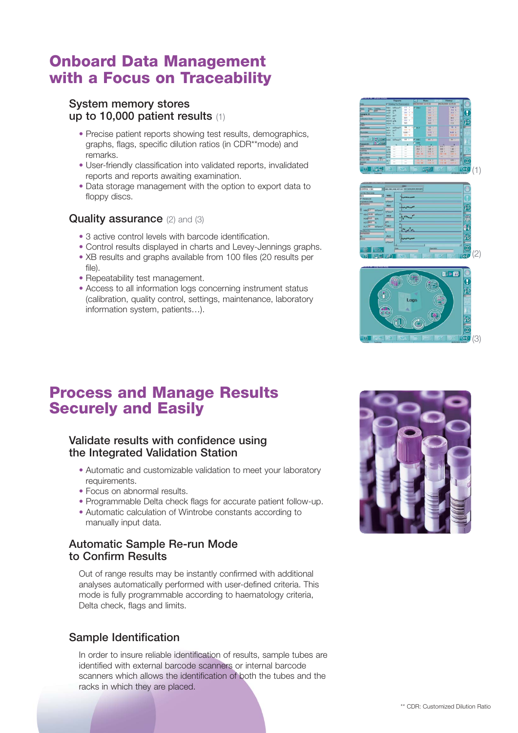# Onboard Data Management with a Focus on Traceability

## System memory stores up to 10,000 patient results (1)

- Precise patient reports showing test results, demographics, graphs, flags, specific dilution ratios (in CDR**mode) and remarks.
- User-friendly classification into validated reports, invalidated reports and reports awaiting examination.
- Data storage management with the option to export data to floppy discs.

## Quality assurance (2) and (3)

- 3 active control levels with barcode identification.
- Control results displayed in charts and Levey-Jennings graphs.
- XB results and graphs available from 100 files (20 results per file).
- Repeatability test management.
- Access to all information logs concerning instrument status (calibration, quality control, settings, maintenance, laboratory information system, patients…).

(1)

(2)

(3)

# Process and Manage Results Securely and Easily

## Validate results with confidence using the Integrated Validation Station

- Automatic and customizable validation to meet your laboratory requirements.
- Focus on abnormal results.
- Programmable Delta check flags for accurate patient follow-up.
- Automatic calculation of Wintrobe constants according to manually input data.

## Automatic Sample Re-run Mode to Confirm Results

Out of range results may be instantly confirmed with additional analyses automatically performed with user-defined criteria. This mode is fully programmable according to haematology criteria, Delta check, flags and limits.

## Sample Identification

In order to insure reliable identification of results, sample tubes are identified with external barcode scanners or internal barcode scanners which allows the identification of both the tubes and the racks in which they are placed.

** CDR: Customized Dilution Ratio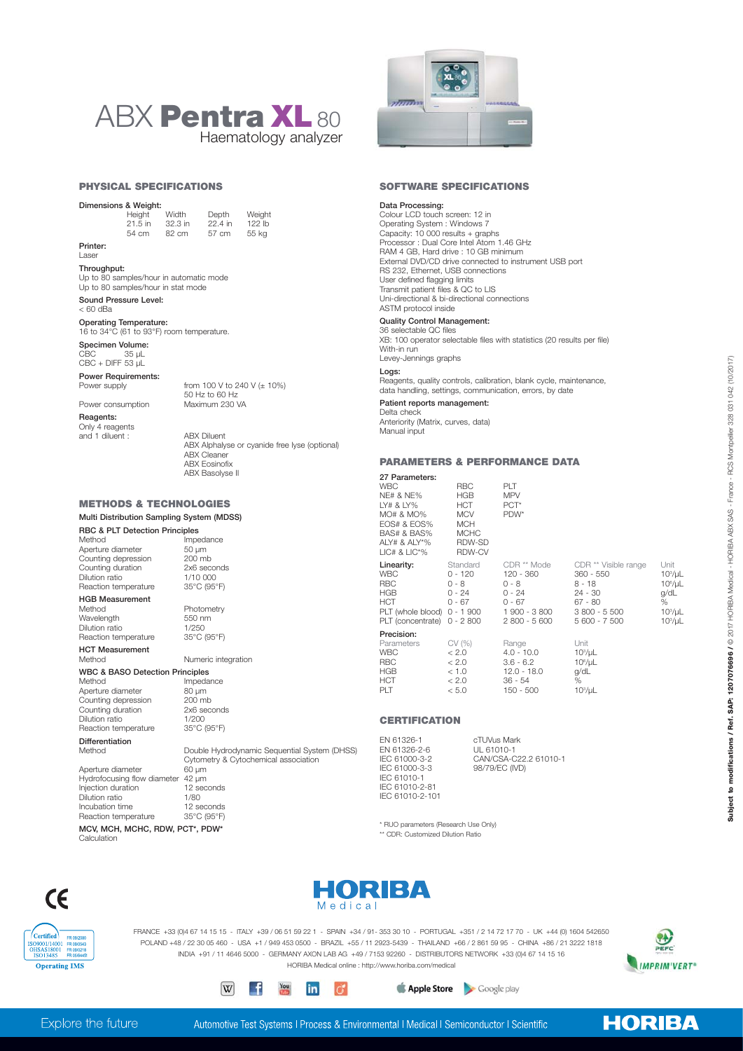# ABX Pentra XL 80

Haematology analyzer

## PHYSICAL SPECIFICATIONS

**Dimensions & Weight:**

| Height | Width | Depth | Weight |
|---|---|---|---|
| 21.5 in | 32.3 in | 22.4 in | 122 lb |
| 54 cm | 82 cm | 57 cm | 55 kg |

**Printer:**
Laser

**Throughput:**
Up to 80 samples/hour in automatic mode
Up to 80 samples/hour in stat mode

**Sound Pressure Level:**
< 60 dBa

**Operating Temperature:**
16 to 34°C (61 to 93°F) room temperature.

**Specimen Volume:**
CBC 35 µL
CBC + DIFF 53 µL

**Power Requirements:**

| | |
|---|---|
| Power supply | from 100 V to 240 V (± 10%) 50 Hz to 60 Hz |
| Power consumption | Maximum 230 VA |

**Reagents:**
Only 4 reagents and 1 diluent :
- ABX Diluent
- ABX Alphalyse or cyanide free lyse (optional)
- ABX Cleaner
- ABX Eosinofix
- ABX Basolyse II

## METHODS & TECHNOLOGIES

**Multi Distribution Sampling System (MDSS)**

**RBC & PLT Detection Principles**

| | |
|---|---|
| Method | Impedance |
| Aperture diameter | 50 µm |
| Counting depression | 200 mb |
| Counting duration | 2x6 seconds |
| Dilution ratio | 1/10 000 |
| Reaction temperature | 35°C (95°F) |

**HGB Measurement**

| | |
|---|---|
| Method | Photometry |
| Wavelength | 550 nm |
| Dilution ratio | 1/250 |
| Reaction temperature | 35°C (95°F) |

**HCT Measurement**

| | |
|---|---|
| Method | Numeric integration |

**WBC & BASO Detection Principles**

| | |
|---|---|
| Method | Impedance |
| Aperture diameter | 80 µm |
| Counting depression | 200 mb |
| Counting duration | 2x6 seconds |
| Dilution ratio | 1/200 |
| Reaction temperature | 35°C (95°F) |

**Differentiation**

| | |
|---|---|
| Method | Double Hydrodynamic Sequential System (DHSS) Cytometry & Cytochemical association |
| Aperture diameter | 60 µm |
| Hydrofocusing flow diameter | 42 µm |
| Injection duration | 12 seconds |
| Dilution ratio | 1/80 |
| Incubation time | 12 seconds |
| Reaction temperature | 35°C (95°F) |

**MCV, MCH, MCHC, RDW, PCT*, PDW***
Calculation

## SOFTWARE SPECIFICATIONS

**Data Processing:**
Colour LCD touch screen: 12 in
Operating System : Windows 7
Capacity: 10 000 results + graphs
Processor : Dual Core Intel Atom 1.46 GHz
RAM 4 GB, Hard drive : 10 GB minimum
External DVD/CD drive connected to instrument USB port
RS 232, Ethernet, USB connections
User defined flagging limits
Transmit patient files & QC to LIS
Uni-directional & bi-directional connections
ASTM protocol inside

**Quality Control Management:**
36 selectable QC files
XB: 100 operator selectable files with statistics (20 results per file)
With-in run
Levey-Jennings graphs

**Logs:**
Reagents, quality controls, calibration, blank cycle, maintenance, data handling, settings, communication, errors, by date

**Patient reports management:**
Delta check
Anteriority (Matrix, curves, data)
Manual input

## PARAMETERS & PERFORMANCE DATA

**27 Parameters:**

| | | |
|---|---|---|
| WBC | RBC | PLT |
| NE# & NE% | HGB | MPV |
| LY# & LY% | HCT | PCT* |
| MO# & MO% | MCV | PDW* |
| EOS# & EOS% | MCH | |
| BAS# & BAS% | MCHC | |
| ALY# & ALY*% | RDW-SD | |
| LIC# & LIC*% | RDW-CV | |

**Linearity:**

| | Standard | CDR ** Mode | CDR ** Visible range | Unit |
|---|---|---|---|---|
| WBC | 0 - 120 | 120 - 360 | 360 - 550 | $10^3$/µL |
| RBC | 0 - 8 | 0 - 8 | 8 - 18 | $10^6$/µL |
| HGB | 0 - 24 | 0 - 24 | 24 - 30 | g/dL |
| HCT | 0 - 67 | 0 - 67 | 67 - 80 | % |
| PLT (whole blood) | 0 - 1 900 | 1 900 - 3 800 | 3 800 - 5 500 | $10^3$/µL |
| PLT (concentrate) | 0 - 2 800 | 2 800 - 5 600 | 5 600 - 7 500 | $10^3$/µL |

**Precision:**

| Parameters | CV (%) | Range | Unit |
|---|---|---|---|
| WBC | < 2.0 | 4.0 - 10.0 | $10^3$/µL |
| RBC | < 2.0 | 3.6 - 6.2 | $10^6$/µL |
| HGB | < 1.0 | 12.0 - 18.0 | g/dL |
| HCT | < 2.0 | 36 - 54 | % |
| PLT | < 5.0 | 150 - 500 | $10^3$/µL |

## CERTIFICATION

| | |
|---|---|
| EN 61326-1 | cTUVus Mark |
| EN 61326-2-6 | UL 61010-1 |
| IEC 61000-3-2 | CAN/CSA-C22.2 61010-1 |
| IEC 61000-3-3 | 98/79/EC (IVD) |
| IEC 61010-1 | |
| IEC 61010-2-81 | |
| IEC 61010-2-101 | |

\* RUO parameters (Research Use Only)
** CDR: Customized Dilution Ratio

Subject to modifications / Ref. SAP: 1207076696 / © 2017 HORIBA Medical - HORIBA ABX SAS - France - RCS Montpellier 328 031 042 (10/2017)

HORIBA Medical

FRANCE +33 (0)4 67 14 15 15 - ITALY +39 / 06 51 59 22 1 - SPAIN +34 / 91- 353 30 10 - PORTUGAL +351 / 2 14 72 17 70 - UK +44 (0) 1604 542650
POLAND +48 / 22 30 05 460 - USA +1 / 949 453 0500 - BRAZIL +55 / 11 2923-5439 - THAILAND +66 / 2 861 59 95 - CHINA +86 / 21 3222 1818
INDIA +91 / 11 4646 5000 - GERMANY AXON LAB AG +49 / 7153 92260 - DISTRIBUTORS NETWORK +33 (0)4 67 14 15 16
HORIBA Medical online : http://www.horiba.com/medical

Explore the future — Automotive Test Systems | Process & Environmental | Medical | Semiconductor | Scientific — HORIBA